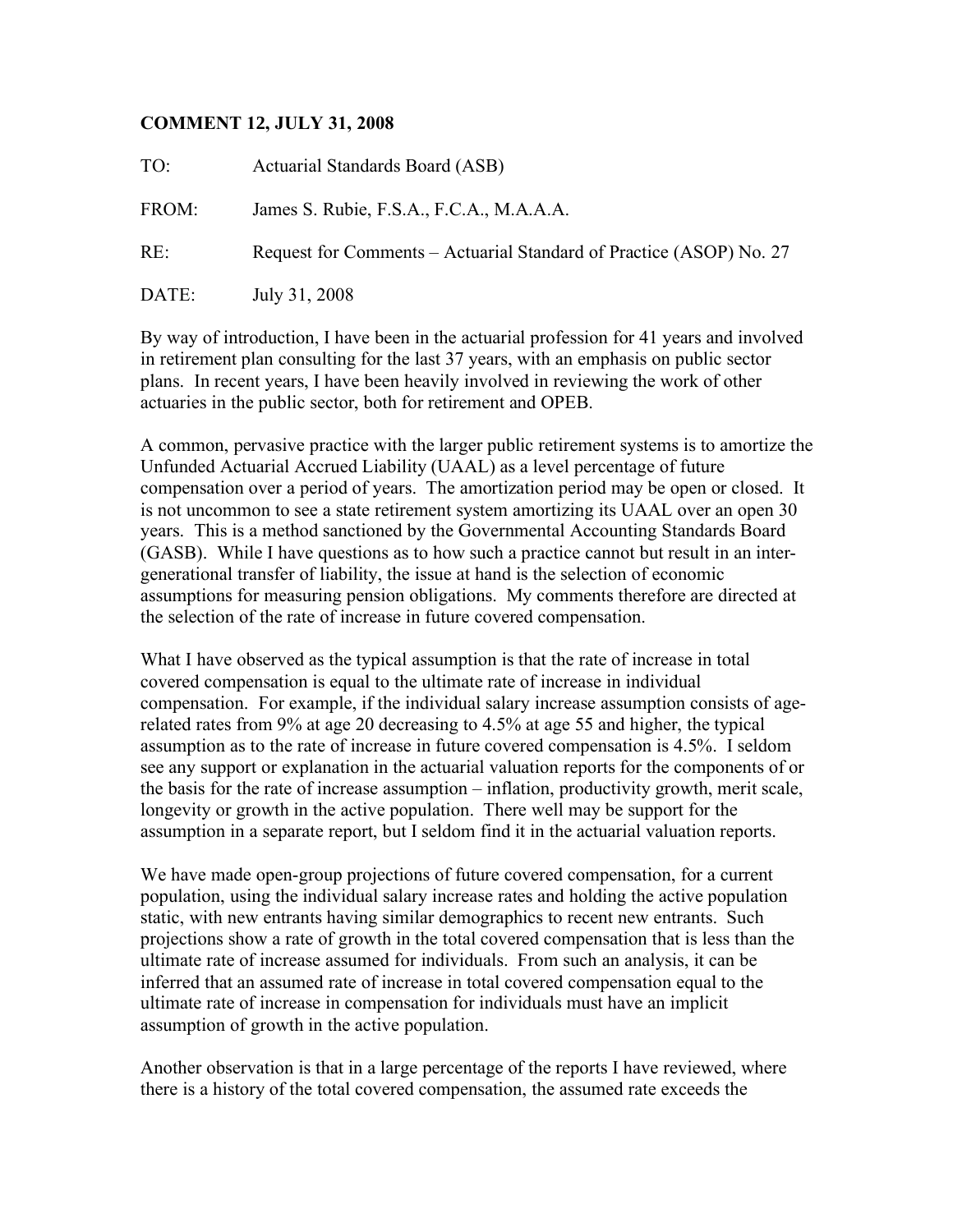**COMMENT 12, JULY 31, 2008**

TO: Actuarial Standards Board (ASB)

FROM: James S. Rubie, F.S.A., F.C.A., M.A.A.A.

RE: Request for Comments – Actuarial Standard of Practice (ASOP) No. 27

DATE: July 31, 2008

By way of introduction, I have been in the actuarial profession for 41 years and involved in retirement plan consulting for the last 37 years, with an emphasis on public sector plans. In recent years, I have been heavily involved in reviewing the work of other actuaries in the public sector, both for retirement and OPEB.

A common, pervasive practice with the larger public retirement systems is to amortize the Unfunded Actuarial Accrued Liability (UAAL) as a level percentage of future compensation over a period of years. The amortization period may be open or closed. It is not uncommon to see a state retirement system amortizing its UAAL over an open 30 years. This is a method sanctioned by the Governmental Accounting Standards Board (GASB). While I have questions as to how such a practice cannot but result in an inter-generational transfer of liability, the issue at hand is the selection of economic assumptions for measuring pension obligations. My comments therefore are directed at the selection of the rate of increase in future covered compensation.

What I have observed as the typical assumption is that the rate of increase in total covered compensation is equal to the ultimate rate of increase in individual compensation. For example, if the individual salary increase assumption consists of age-related rates from 9% at age 20 decreasing to 4.5% at age 55 and higher, the typical assumption as to the rate of increase in future covered compensation is 4.5%. I seldom see any support or explanation in the actuarial valuation reports for the components of or the basis for the rate of increase assumption – inflation, productivity growth, merit scale, longevity or growth in the active population. There well may be support for the assumption in a separate report, but I seldom find it in the actuarial valuation reports.

We have made open-group projections of future covered compensation, for a current population, using the individual salary increase rates and holding the active population static, with new entrants having similar demographics to recent new entrants. Such projections show a rate of growth in the total covered compensation that is less than the ultimate rate of increase assumed for individuals. From such an analysis, it can be inferred that an assumed rate of increase in total covered compensation equal to the ultimate rate of increase in compensation for individuals must have an implicit assumption of growth in the active population.

Another observation is that in a large percentage of the reports I have reviewed, where there is a history of the total covered compensation, the assumed rate exceeds the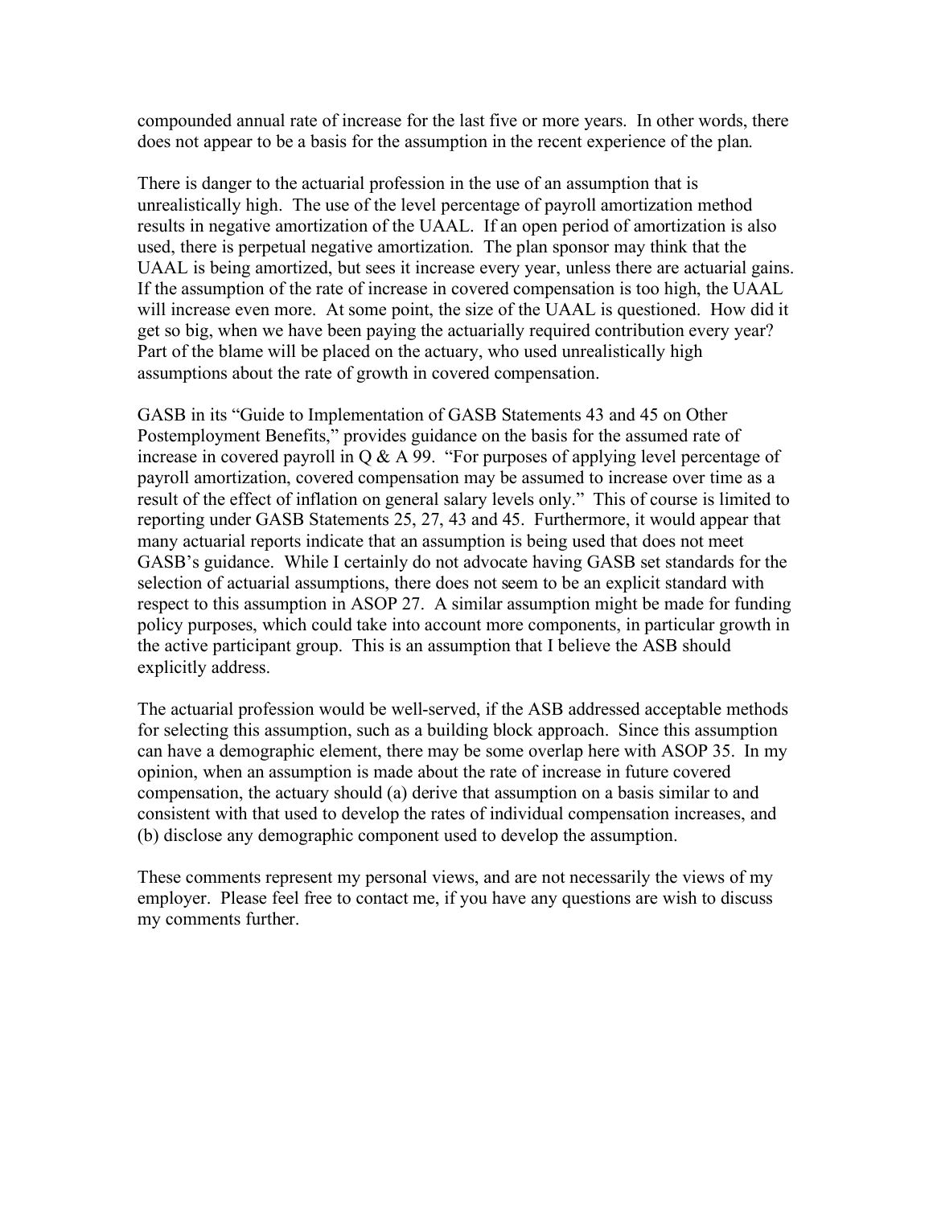compounded annual rate of increase for the last five or more years. In other words, there does not appear to be a basis for the assumption in the recent experience of the plan.

There is danger to the actuarial profession in the use of an assumption that is unrealistically high. The use of the level percentage of payroll amortization method results in negative amortization of the UAAL. If an open period of amortization is also used, there is perpetual negative amortization. The plan sponsor may think that the UAAL is being amortized, but sees it increase every year, unless there are actuarial gains. If the assumption of the rate of increase in covered compensation is too high, the UAAL will increase even more. At some point, the size of the UAAL is questioned. How did it get so big, when we have been paying the actuarially required contribution every year? Part of the blame will be placed on the actuary, who used unrealistically high assumptions about the rate of growth in covered compensation.

GASB in its "Guide to Implementation of GASB Statements 43 and 45 on Other Postemployment Benefits," provides guidance on the basis for the assumed rate of increase in covered payroll in Q & A 99. "For purposes of applying level percentage of payroll amortization, covered compensation may be assumed to increase over time as a result of the effect of inflation on general salary levels only." This of course is limited to reporting under GASB Statements 25, 27, 43 and 45. Furthermore, it would appear that many actuarial reports indicate that an assumption is being used that does not meet GASB's guidance. While I certainly do not advocate having GASB set standards for the selection of actuarial assumptions, there does not seem to be an explicit standard with respect to this assumption in ASOP 27. A similar assumption might be made for funding policy purposes, which could take into account more components, in particular growth in the active participant group. This is an assumption that I believe the ASB should explicitly address.

The actuarial profession would be well-served, if the ASB addressed acceptable methods for selecting this assumption, such as a building block approach. Since this assumption can have a demographic element, there may be some overlap here with ASOP 35. In my opinion, when an assumption is made about the rate of increase in future covered compensation, the actuary should (a) derive that assumption on a basis similar to and consistent with that used to develop the rates of individual compensation increases, and (b) disclose any demographic component used to develop the assumption.

These comments represent my personal views, and are not necessarily the views of my employer. Please feel free to contact me, if you have any questions are wish to discuss my comments further.